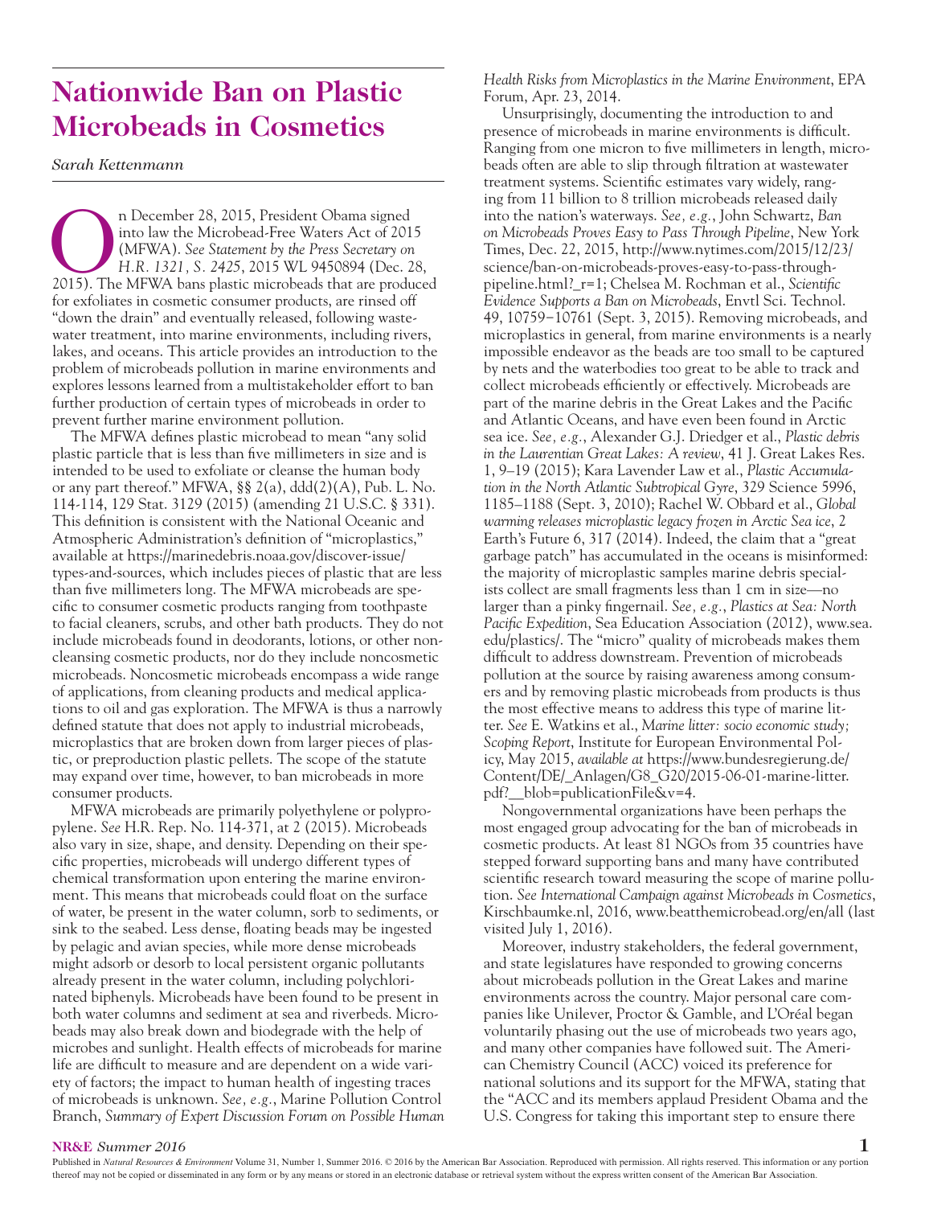# Nationwide Ban on Plastic Microbeads in Cosmetics

*Sarah Kettenmann*

On December 28, 2015, President Obama signed into law the Microbead-Free Waters Act of 2015 (MFWA). *See Statement by the Press Secretary on H.R. 1321, S. 2425*, 2015 WL 9450894 (Dec. 28, 2015). The MFWA bans plastic microbeads that are produced for exfoliates in cosmetic consumer products, are rinsed off "down the drain" and eventually released, following wastewater treatment, into marine environments, including rivers, lakes, and oceans. This article provides an introduction to the problem of microbeads pollution in marine environments and explores lessons learned from a multistakeholder effort to ban further production of certain types of microbeads in order to prevent further marine environment pollution.

The MFWA defines plastic microbead to mean "any solid plastic particle that is less than five millimeters in size and is intended to be used to exfoliate or cleanse the human body or any part thereof." MFWA, §§ 2(a), ddd(2)(A), Pub. L. No. 114-114, 129 Stat. 3129 (2015) (amending 21 U.S.C. § 331). This definition is consistent with the National Oceanic and Atmospheric Administration's definition of "microplastics," available at https://marinedebris.noaa.gov/discover-issue/types-and-sources, which includes pieces of plastic that are less than five millimeters long. The MFWA microbeads are specific to consumer cosmetic products ranging from toothpaste to facial cleaners, scrubs, and other bath products. They do not include microbeads found in deodorants, lotions, or other noncleansing cosmetic products, nor do they include noncosmetic microbeads. Noncosmetic microbeads encompass a wide range of applications, from cleaning products and medical applications to oil and gas exploration. The MFWA is thus a narrowly defined statute that does not apply to industrial microbeads, microplastics that are broken down from larger pieces of plastic, or preproduction plastic pellets. The scope of the statute may expand over time, however, to ban microbeads in more consumer products.

MFWA microbeads are primarily polyethylene or polypropylene. *See* H.R. Rep. No. 114-371, at 2 (2015). Microbeads also vary in size, shape, and density. Depending on their specific properties, microbeads will undergo different types of chemical transformation upon entering the marine environment. This means that microbeads could float on the surface of water, be present in the water column, sorb to sediments, or sink to the seabed. Less dense, floating beads may be ingested by pelagic and avian species, while more dense microbeads might adsorb or desorb to local persistent organic pollutants already present in the water column, including polychlorinated biphenyls. Microbeads have been found to be present in both water columns and sediment at sea and riverbeds. Microbeads may also break down and biodegrade with the help of microbes and sunlight. Health effects of microbeads for marine life are difficult to measure and are dependent on a wide variety of factors; the impact to human health of ingesting traces of microbeads is unknown. *See, e.g.*, Marine Pollution Control Branch, *Summary of Expert Discussion Forum on Possible Human Health Risks from Microplastics in the Marine Environment*, EPA Forum, Apr. 23, 2014.

Unsurprisingly, documenting the introduction to and presence of microbeads in marine environments is difficult. Ranging from one micron to five millimeters in length, microbeads often are able to slip through filtration at wastewater treatment systems. Scientific estimates vary widely, ranging from 11 billion to 8 trillion microbeads released daily into the nation's waterways. *See, e.g.*, John Schwartz, *Ban on Microbeads Proves Easy to Pass Through Pipeline*, New York Times, Dec. 22, 2015, http://www.nytimes.com/2015/12/23/science/ban-on-microbeads-proves-easy-to-pass-through-pipeline.html?_r=1; Chelsea M. Rochman et al., *Scientific Evidence Supports a Ban on Microbeads*, Envtl Sci. Technol. 49, 10759–10761 (Sept. 3, 2015). Removing microbeads, and microplastics in general, from marine environments is a nearly impossible endeavor as the beads are too small to be captured by nets and the waterbodies too great to be able to track and collect microbeads efficiently or effectively. Microbeads are part of the marine debris in the Great Lakes and the Pacific and Atlantic Oceans, and have even been found in Arctic sea ice. *See, e.g.*, Alexander G.J. Driedger et al., *Plastic debris in the Laurentian Great Lakes: A review*, 41 J. Great Lakes Res. 1, 9–19 (2015); Kara Lavender Law et al., *Plastic Accumulation in the North Atlantic Subtropical Gyre*, 329 Science 5996, 1185–1188 (Sept. 3, 2010); Rachel W. Obbard et al., *Global warming releases microplastic legacy frozen in Arctic Sea ice*, 2 Earth's Future 6, 317 (2014). Indeed, the claim that a "great garbage patch" has accumulated in the oceans is misinformed: the majority of microplastic samples marine debris specialists collect are small fragments less than 1 cm in size—no larger than a pinky fingernail. *See, e.g.*, *Plastics at Sea: North Pacific Expedition*, Sea Education Association (2012), www.sea.edu/plastics/. The "micro" quality of microbeads makes them difficult to address downstream. Prevention of microbeads pollution at the source by raising awareness among consumers and by removing plastic microbeads from products is thus the most effective means to address this type of marine litter. *See* E. Watkins et al., *Marine litter: socio economic study; Scoping Report*, Institute for European Environmental Policy, May 2015, *available at* https://www.bundesregierung.de/Content/DE/_Anlagen/G8_G20/2015-06-01-marine-litter.pdf?__blob=publicationFile&v=4.

Nongovernmental organizations have been perhaps the most engaged group advocating for the ban of microbeads in cosmetic products. At least 81 NGOs from 35 countries have stepped forward supporting bans and many have contributed scientific research toward measuring the scope of marine pollution. *See International Campaign against Microbeads in Cosmetics*, Kirschbaumke.nl, 2016, www.beatthemicrobead.org/en/all (last visited July 1, 2016).

Moreover, industry stakeholders, the federal government, and state legislatures have responded to growing concerns about microbeads pollution in the Great Lakes and marine environments across the country. Major personal care companies like Unilever, Proctor & Gamble, and L'Oréal began voluntarily phasing out the use of microbeads two years ago, and many other companies have followed suit. The American Chemistry Council (ACC) voiced its preference for national solutions and its support for the MFWA, stating that the "ACC and its members applaud President Obama and the U.S. Congress for taking this important step to ensure there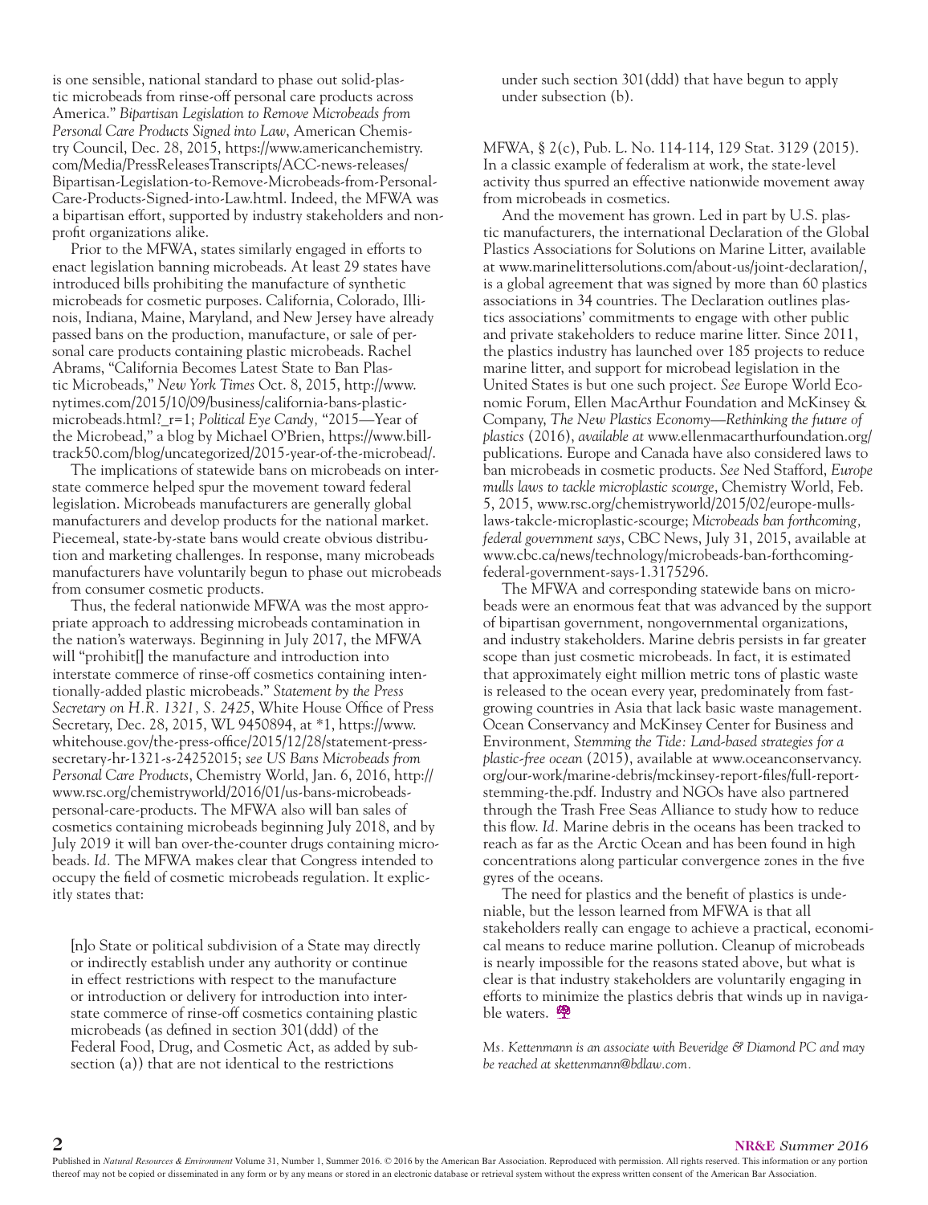is one sensible, national standard to phase out solid-plastic microbeads from rinse-off personal care products across America." *Bipartisan Legislation to Remove Microbeads from Personal Care Products Signed into Law*, American Chemistry Council, Dec. 28, 2015, https://www.americanchemistry.com/Media/PressReleasesTranscripts/ACC-news-releases/Bipartisan-Legislation-to-Remove-Microbeads-from-Personal-Care-Products-Signed-into-Law.html. Indeed, the MFWA was a bipartisan effort, supported by industry stakeholders and nonprofit organizations alike.

Prior to the MFWA, states similarly engaged in efforts to enact legislation banning microbeads. At least 29 states have introduced bills prohibiting the manufacture of synthetic microbeads for cosmetic purposes. California, Colorado, Illinois, Indiana, Maine, Maryland, and New Jersey have already passed bans on the production, manufacture, or sale of personal care products containing plastic microbeads. Rachel Abrams, "California Becomes Latest State to Ban Plastic Microbeads," *New York Times* Oct. 8, 2015, http://www.nytimes.com/2015/10/09/business/california-bans-plastic-microbeads.html?_r=1; *Political Eye Candy,* "2015—Year of the Microbead," a blog by Michael O'Brien, https://www.billtrack50.com/blog/uncategorized/2015-year-of-the-microbead/.

The implications of statewide bans on microbeads on interstate commerce helped spur the movement toward federal legislation. Microbeads manufacturers are generally global manufacturers and develop products for the national market. Piecemeal, state-by-state bans would create obvious distribution and marketing challenges. In response, many microbeads manufacturers have voluntarily begun to phase out microbeads from consumer cosmetic products.

Thus, the federal nationwide MFWA was the most appropriate approach to addressing microbeads contamination in the nation's waterways. Beginning in July 2017, the MFWA will "prohibit[] the manufacture and introduction into interstate commerce of rinse-off cosmetics containing intentionally-added plastic microbeads." *Statement by the Press Secretary on H.R. 1321, S. 2425*, White House Office of Press Secretary, Dec. 28, 2015, WL 9450894, at *1, https://www.whitehouse.gov/the-press-office/2015/12/28/statement-press-secretary-hr-1321-s-24252015; *see US Bans Microbeads from Personal Care Products*, Chemistry World, Jan. 6, 2016, http://www.rsc.org/chemistryworld/2016/01/us-bans-microbeads-personal-care-products. The MFWA also will ban sales of cosmetics containing microbeads beginning July 2018, and by July 2019 it will ban over-the-counter drugs containing microbeads. *Id.* The MFWA makes clear that Congress intended to occupy the field of cosmetic microbeads regulation. It explicitly states that:

> [n]o State or political subdivision of a State may directly or indirectly establish under any authority or continue in effect restrictions with respect to the manufacture or introduction or delivery for introduction into interstate commerce of rinse-off cosmetics containing plastic microbeads (as defined in section 301(ddd) of the Federal Food, Drug, and Cosmetic Act, as added by subsection (a)) that are not identical to the restrictions under such section 301(ddd) that have begun to apply under subsection (b).

MFWA, § 2(c), Pub. L. No. 114-114, 129 Stat. 3129 (2015). In a classic example of federalism at work, the state-level activity thus spurred an effective nationwide movement away from microbeads in cosmetics.

And the movement has grown. Led in part by U.S. plastic manufacturers, the international Declaration of the Global Plastics Associations for Solutions on Marine Litter, available at www.marinelittersolutions.com/about-us/joint-declaration/, is a global agreement that was signed by more than 60 plastics associations in 34 countries. The Declaration outlines plastics associations' commitments to engage with other public and private stakeholders to reduce marine litter. Since 2011, the plastics industry has launched over 185 projects to reduce marine litter, and support for microbead legislation in the United States is but one such project. *See* Europe World Economic Forum, Ellen MacArthur Foundation and McKinsey & Company, *The New Plastics Economy—Rethinking the future of plastics* (2016), *available at* www.ellenmacarthurfoundation.org/publications. Europe and Canada have also considered laws to ban microbeads in cosmetic products. *See* Ned Stafford, *Europe mulls laws to tackle microplastic scourge*, Chemistry World, Feb. 5, 2015, www.rsc.org/chemistryworld/2015/02/europe-mulls-laws-takcle-microplastic-scourge; *Microbeads ban forthcoming, federal government says*, CBC News, July 31, 2015, available at www.cbc.ca/news/technology/microbeads-ban-forthcoming-federal-government-says-1.3175296.

The MFWA and corresponding statewide bans on microbeads were an enormous feat that was advanced by the support of bipartisan government, nongovernmental organizations, and industry stakeholders. Marine debris persists in far greater scope than just cosmetic microbeads. In fact, it is estimated that approximately eight million metric tons of plastic waste is released to the ocean every year, predominately from fast-growing countries in Asia that lack basic waste management. Ocean Conservancy and McKinsey Center for Business and Environment, *Stemming the Tide: Land-based strategies for a plastic-free ocean* (2015), available at www.oceanconservancy.org/our-work/marine-debris/mckinsey-report-files/full-report-stemming-the.pdf. Industry and NGOs have also partnered through the Trash Free Seas Alliance to study how to reduce this flow. *Id.* Marine debris in the oceans has been tracked to reach as far as the Arctic Ocean and has been found in high concentrations along particular convergence zones in the five gyres of the oceans.

The need for plastics and the benefit of plastics is undeniable, but the lesson learned from MFWA is that all stakeholders really can engage to achieve a practical, economical means to reduce marine pollution. Cleanup of microbeads is nearly impossible for the reasons stated above, but what is clear is that industry stakeholders are voluntarily engaging in efforts to minimize the plastics debris that winds up in navigable waters.

*Ms. Kettenmann is an associate with Beveridge & Diamond PC and may be reached at skettenmann@bdlaw.com.*

Published in *Natural Resources & Environment* Volume 31, Number 1, Summer 2016. © 2016 by the American Bar Association. Reproduced with permission. All rights reserved. This information or any portion thereof may not be copied or disseminated in any form or by any means or stored in an electronic database or retrieval system without the express written consent of the American Bar Association.